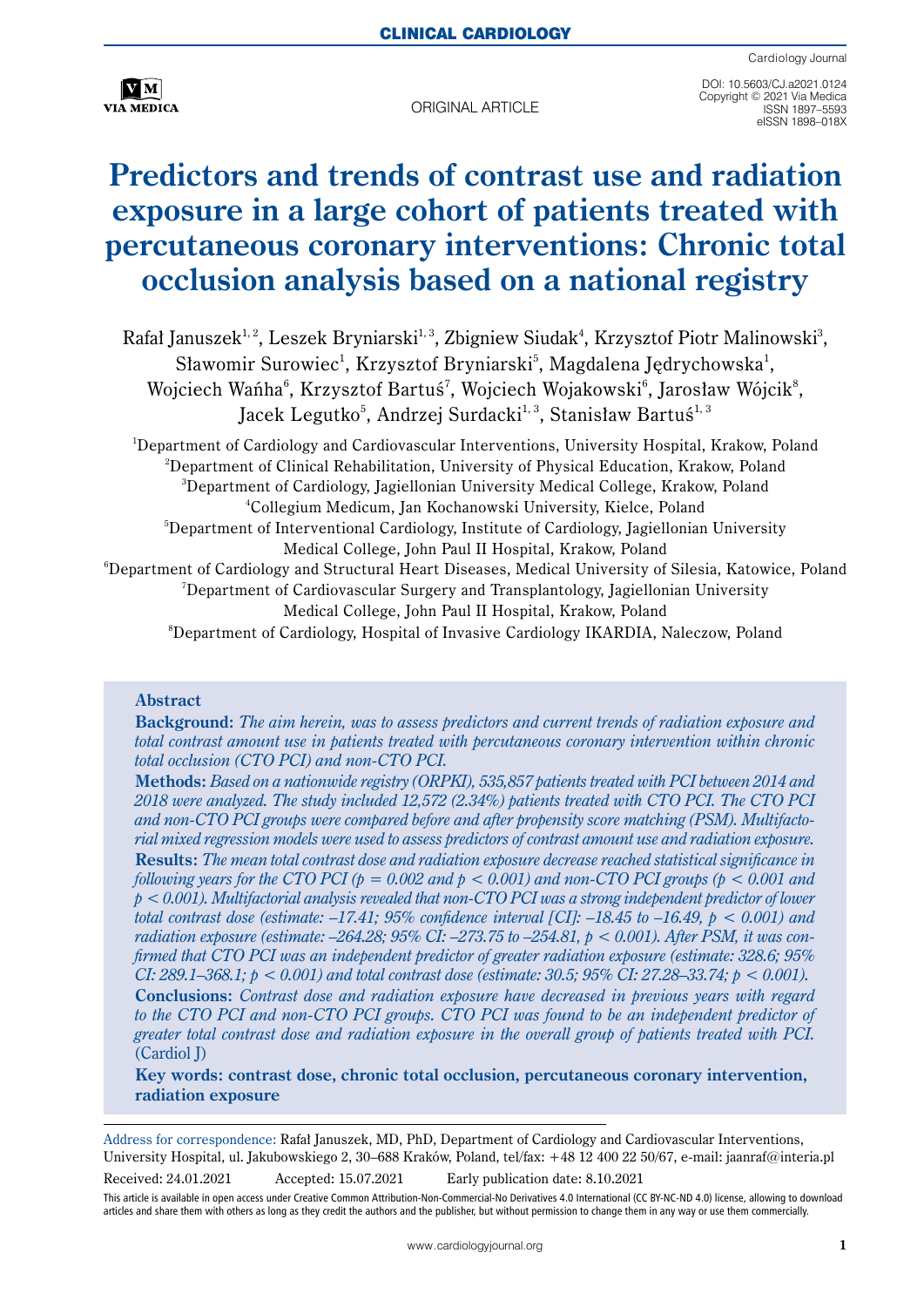CLINICAL CARDIOLOGY

ORIGINAL ARTICLE

DOI: 10.5603/CJ.a2021.0124
Copyright © 2021 Via Medica
ISSN 1897–5593
eISSN 1898–018X

# Predictors and trends of contrast use and radiation exposure in a large cohort of patients treated with percutaneous coronary interventions: Chronic total occlusion analysis based on a national registry

Rafał Januszek[1, 2], Leszek Bryniarski[1, 3], Zbigniew Siudak[4], Krzysztof Piotr Malinowski[3], Sławomir Surowiec[1], Krzysztof Bryniarski[5], Magdalena Jędrychowska[1], Wojciech Wańha[6], Krzysztof Bartuś[7], Wojciech Wojakowski[6], Jarosław Wójcik[8], Jacek Legutko[5], Andrzej Surdacki[1, 3], Stanisław Bartuś[1, 3]

[1]Department of Cardiology and Cardiovascular Interventions, University Hospital, Krakow, Poland
[2]Department of Clinical Rehabilitation, University of Physical Education, Krakow, Poland
[3]Department of Cardiology, Jagiellonian University Medical College, Krakow, Poland
[4]Collegium Medicum, Jan Kochanowski University, Kielce, Poland
[5]Department of Interventional Cardiology, Institute of Cardiology, Jagiellonian University Medical College, John Paul II Hospital, Krakow, Poland
[6]Department of Cardiology and Structural Heart Diseases, Medical University of Silesia, Katowice, Poland
[7]Department of Cardiovascular Surgery and Transplantology, Jagiellonian University Medical College, John Paul II Hospital, Krakow, Poland
[8]Department of Cardiology, Hospital of Invasive Cardiology IKARDIA, Naleczow, Poland

## Abstract

**Background:** *The aim herein, was to assess predictors and current trends of radiation exposure and total contrast amount use in patients treated with percutaneous coronary intervention within chronic total occlusion (CTO PCI) and non-CTO PCI.*

**Methods:** *Based on a nationwide registry (ORPKI), 535,857 patients treated with PCI between 2014 and 2018 were analyzed. The study included 12,572 (2.34%) patients treated with CTO PCI. The CTO PCI and non-CTO PCI groups were compared before and after propensity score matching (PSM). Multifactorial mixed regression models were used to assess predictors of contrast amount use and radiation exposure.*

**Results:** *The mean total contrast dose and radiation exposure decrease reached statistical significance in following years for the CTO PCI ($p = 0.002$ and $p < 0.001$) and non-CTO PCI groups ($p < 0.001$ and $p < 0.001$). Multifactorial analysis revealed that non-CTO PCI was a strong independent predictor of lower total contrast dose (estimate: –17.41; 95% confidence interval [CI]: –18.45 to –16.49, $p < 0.001$) and radiation exposure (estimate: –264.28; 95% CI: –273.75 to –254.81, $p < 0.001$). After PSM, it was confirmed that CTO PCI was an independent predictor of greater radiation exposure (estimate: 328.6; 95% CI: 289.1–368.1; $p < 0.001$) and total contrast dose (estimate: 30.5; 95% CI: 27.28–33.74; $p < 0.001$).*

**Conclusions:** *Contrast dose and radiation exposure have decreased in previous years with regard to the CTO PCI and non-CTO PCI groups. CTO PCI was found to be an independent predictor of greater total contrast dose and radiation exposure in the overall group of patients treated with PCI.* (Cardiol J)

**Key words: contrast dose, chronic total occlusion, percutaneous coronary intervention, radiation exposure**

Address for correspondence: Rafał Januszek, MD, PhD, Department of Cardiology and Cardiovascular Interventions, University Hospital, ul. Jakubowskiego 2, 30–688 Kraków, Poland, tel/fax: +48 12 400 22 50/67, e-mail: jaanraf@interia.pl

Received: 24.01.2021 Accepted: 15.07.2021 Early publication date: 8.10.2021

This article is available in open access under Creative Common Attribution-Non-Commercial-No Derivatives 4.0 International (CC BY-NC-ND 4.0) license, allowing to download articles and share them with others as long as they credit the authors and the publisher, but without permission to change them in any way or use them commercially.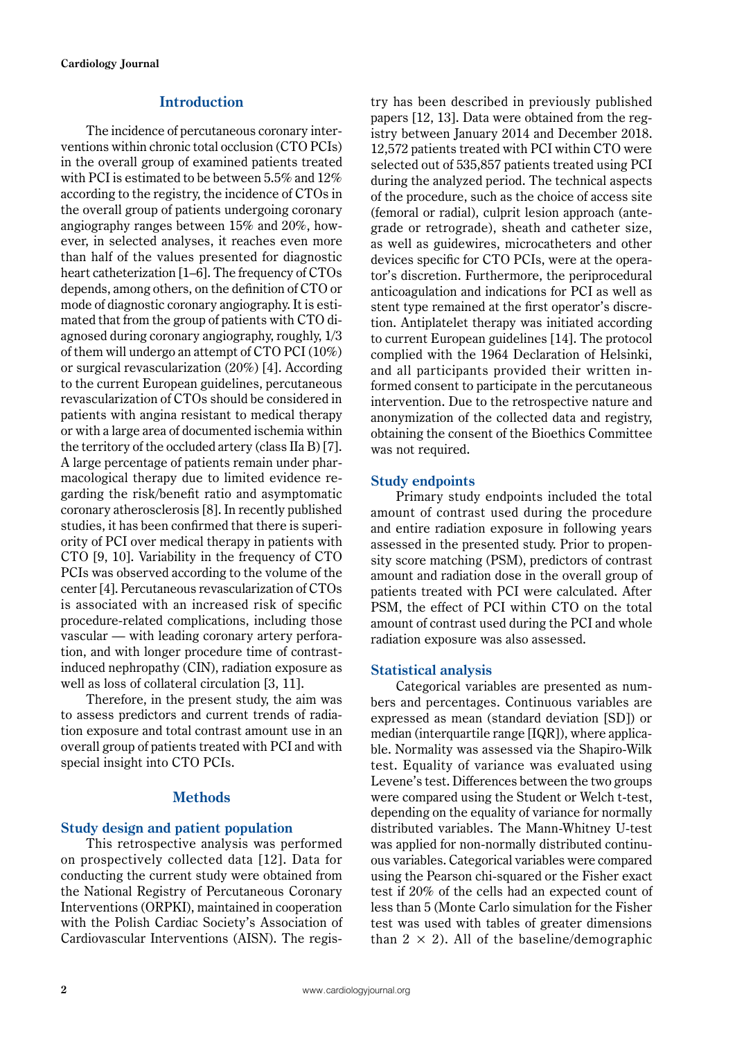## Introduction

The incidence of percutaneous coronary interventions within chronic total occlusion (CTO PCIs) in the overall group of examined patients treated with PCI is estimated to be between 5.5% and 12% according to the registry, the incidence of CTOs in the overall group of patients undergoing coronary angiography ranges between 15% and 20%, however, in selected analyses, it reaches even more than half of the values presented for diagnostic heart catheterization [1–6]. The frequency of CTOs depends, among others, on the definition of CTO or mode of diagnostic coronary angiography. It is estimated that from the group of patients with CTO diagnosed during coronary angiography, roughly, 1/3 of them will undergo an attempt of CTO PCI (10%) or surgical revascularization (20%) [4]. According to the current European guidelines, percutaneous revascularization of CTOs should be considered in patients with angina resistant to medical therapy or with a large area of documented ischemia within the territory of the occluded artery (class IIa B) [7]. A large percentage of patients remain under pharmacological therapy due to limited evidence regarding the risk/benefit ratio and asymptomatic coronary atherosclerosis [8]. In recently published studies, it has been confirmed that there is superiority of PCI over medical therapy in patients with CTO [9, 10]. Variability in the frequency of CTO PCIs was observed according to the volume of the center [4]. Percutaneous revascularization of CTOs is associated with an increased risk of specific procedure-related complications, including those vascular — with leading coronary artery perforation, and with longer procedure time of contrast-induced nephropathy (CIN), radiation exposure as well as loss of collateral circulation [3, 11].

Therefore, in the present study, the aim was to assess predictors and current trends of radiation exposure and total contrast amount use in an overall group of patients treated with PCI and with special insight into CTO PCIs.

## Methods

### Study design and patient population

This retrospective analysis was performed on prospectively collected data [12]. Data for conducting the current study were obtained from the National Registry of Percutaneous Coronary Interventions (ORPKI), maintained in cooperation with the Polish Cardiac Society's Association of Cardiovascular Interventions (AISN). The registry has been described in previously published papers [12, 13]. Data were obtained from the registry between January 2014 and December 2018. 12,572 patients treated with PCI within CTO were selected out of 535,857 patients treated using PCI during the analyzed period. The technical aspects of the procedure, such as the choice of access site (femoral or radial), culprit lesion approach (antegrade or retrograde), sheath and catheter size, as well as guidewires, microcatheters and other devices specific for CTO PCIs, were at the operator's discretion. Furthermore, the periprocedural anticoagulation and indications for PCI as well as stent type remained at the first operator's discretion. Antiplatelet therapy was initiated according to current European guidelines [14]. The protocol complied with the 1964 Declaration of Helsinki, and all participants provided their written informed consent to participate in the percutaneous intervention. Due to the retrospective nature and anonymization of the collected data and registry, obtaining the consent of the Bioethics Committee was not required.

### Study endpoints

Primary study endpoints included the total amount of contrast used during the procedure and entire radiation exposure in following years assessed in the presented study. Prior to propensity score matching (PSM), predictors of contrast amount and radiation dose in the overall group of patients treated with PCI were calculated. After PSM, the effect of PCI within CTO on the total amount of contrast used during the PCI and whole radiation exposure was also assessed.

### Statistical analysis

Categorical variables are presented as numbers and percentages. Continuous variables are expressed as mean (standard deviation [SD]) or median (interquartile range [IQR]), where applicable. Normality was assessed via the Shapiro-Wilk test. Equality of variance was evaluated using Levene's test. Differences between the two groups were compared using the Student or Welch t-test, depending on the equality of variance for normally distributed variables. The Mann-Whitney U-test was applied for non-normally distributed continuous variables. Categorical variables were compared using the Pearson chi-squared or the Fisher exact test if 20% of the cells had an expected count of less than 5 (Monte Carlo simulation for the Fisher test was used with tables of greater dimensions than $2 \times 2$). All of the baseline/demographic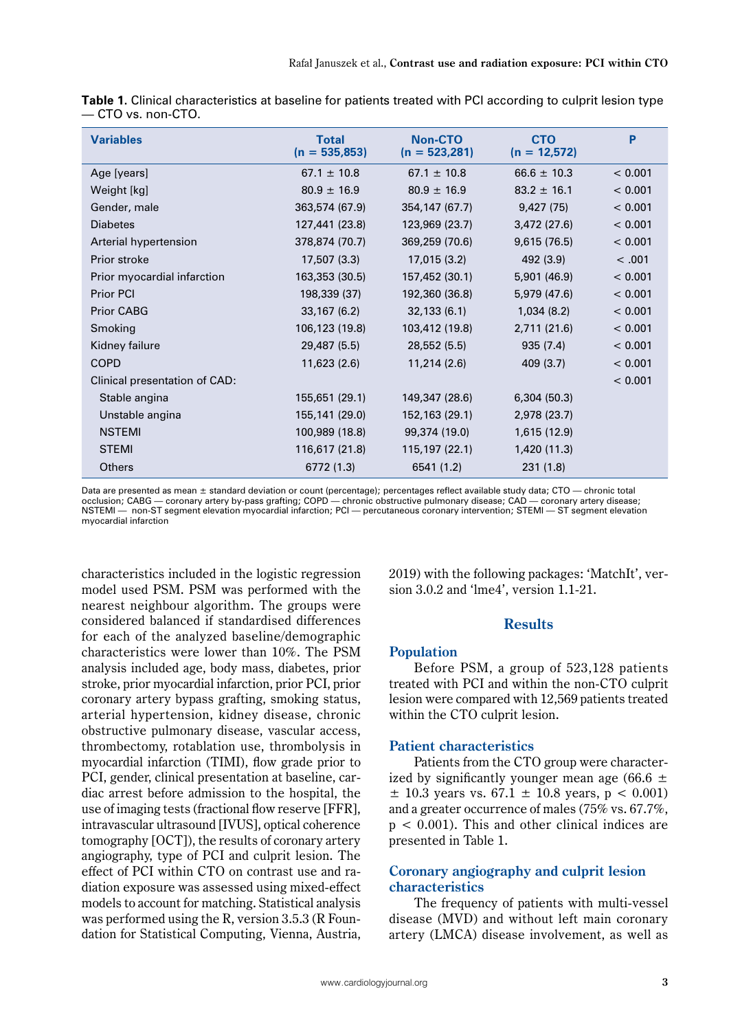**Table 1.** Clinical characteristics at baseline for patients treated with PCI according to culprit lesion type — CTO vs. non-CTO.

| Variables | Total (n = 535,853) | Non-CTO (n = 523,281) | CTO (n = 12,572) | P |
|---|---|---|---|---|
| Age [years] | 67.1 ± 10.8 | 67.1 ± 10.8 | 66.6 ± 10.3 | < 0.001 |
| Weight [kg] | 80.9 ± 16.9 | 80.9 ± 16.9 | 83.2 ± 16.1 | < 0.001 |
| Gender, male | 363,574 (67.9) | 354,147 (67.7) | 9,427 (75) | < 0.001 |
| Diabetes | 127,441 (23.8) | 123,969 (23.7) | 3,472 (27.6) | < 0.001 |
| Arterial hypertension | 378,874 (70.7) | 369,259 (70.6) | 9,615 (76.5) | < 0.001 |
| Prior stroke | 17,507 (3.3) | 17,015 (3.2) | 492 (3.9) | < .001 |
| Prior myocardial infarction | 163,353 (30.5) | 157,452 (30.1) | 5,901 (46.9) | < 0.001 |
| Prior PCI | 198,339 (37) | 192,360 (36.8) | 5,979 (47.6) | < 0.001 |
| Prior CABG | 33,167 (6.2) | 32,133 (6.1) | 1,034 (8.2) | < 0.001 |
| Smoking | 106,123 (19.8) | 103,412 (19.8) | 2,711 (21.6) | < 0.001 |
| Kidney failure | 29,487 (5.5) | 28,552 (5.5) | 935 (7.4) | < 0.001 |
| COPD | 11,623 (2.6) | 11,214 (2.6) | 409 (3.7) | < 0.001 |
| Clinical presentation of CAD: | | | | < 0.001 |
| Stable angina | 155,651 (29.1) | 149,347 (28.6) | 6,304 (50.3) | |
| Unstable angina | 155,141 (29.0) | 152,163 (29.1) | 2,978 (23.7) | |
| NSTEMI | 100,989 (18.8) | 99,374 (19.0) | 1,615 (12.9) | |
| STEMI | 116,617 (21.8) | 115,197 (22.1) | 1,420 (11.3) | |
| Others | 6772 (1.3) | 6541 (1.2) | 231 (1.8) | |

Data are presented as mean ± standard deviation or count (percentage); percentages reflect available study data; CTO — chronic total occlusion; CABG — coronary artery by-pass grafting; COPD — chronic obstructive pulmonary disease; CAD — coronary artery disease; NSTEMI — non-ST segment elevation myocardial infarction; PCI — percutaneous coronary intervention; STEMI — ST segment elevation myocardial infarction

characteristics included in the logistic regression model used PSM. PSM was performed with the nearest neighbour algorithm. The groups were considered balanced if standardised differences for each of the analyzed baseline/demographic characteristics were lower than 10%. The PSM analysis included age, body mass, diabetes, prior stroke, prior myocardial infarction, prior PCI, prior coronary artery bypass grafting, smoking status, arterial hypertension, kidney disease, chronic obstructive pulmonary disease, vascular access, thrombectomy, rotablation use, thrombolysis in myocardial infarction (TIMI), flow grade prior to PCI, gender, clinical presentation at baseline, cardiac arrest before admission to the hospital, the use of imaging tests (fractional flow reserve [FFR], intravascular ultrasound [IVUS], optical coherence tomography [OCT]), the results of coronary artery angiography, type of PCI and culprit lesion. The effect of PCI within CTO on contrast use and radiation exposure was assessed using mixed-effect models to account for matching. Statistical analysis was performed using the R, version 3.5.3 (R Foundation for Statistical Computing, Vienna, Austria, 2019) with the following packages: 'MatchIt', version 3.0.2 and 'lme4', version 1.1-21.

## Results

### Population

Before PSM, a group of 523,128 patients treated with PCI and within the non-CTO culprit lesion were compared with 12,569 patients treated within the CTO culprit lesion.

### Patient characteristics

Patients from the CTO group were characterized by significantly younger mean age (66.6 ± ± 10.3 years vs. 67.1 ± 10.8 years, $p < 0.001$) and a greater occurrence of males (75% vs. 67.7%, $p < 0.001$). This and other clinical indices are presented in Table 1.

### Coronary angiography and culprit lesion characteristics

The frequency of patients with multi-vessel disease (MVD) and without left main coronary artery (LMCA) disease involvement, as well as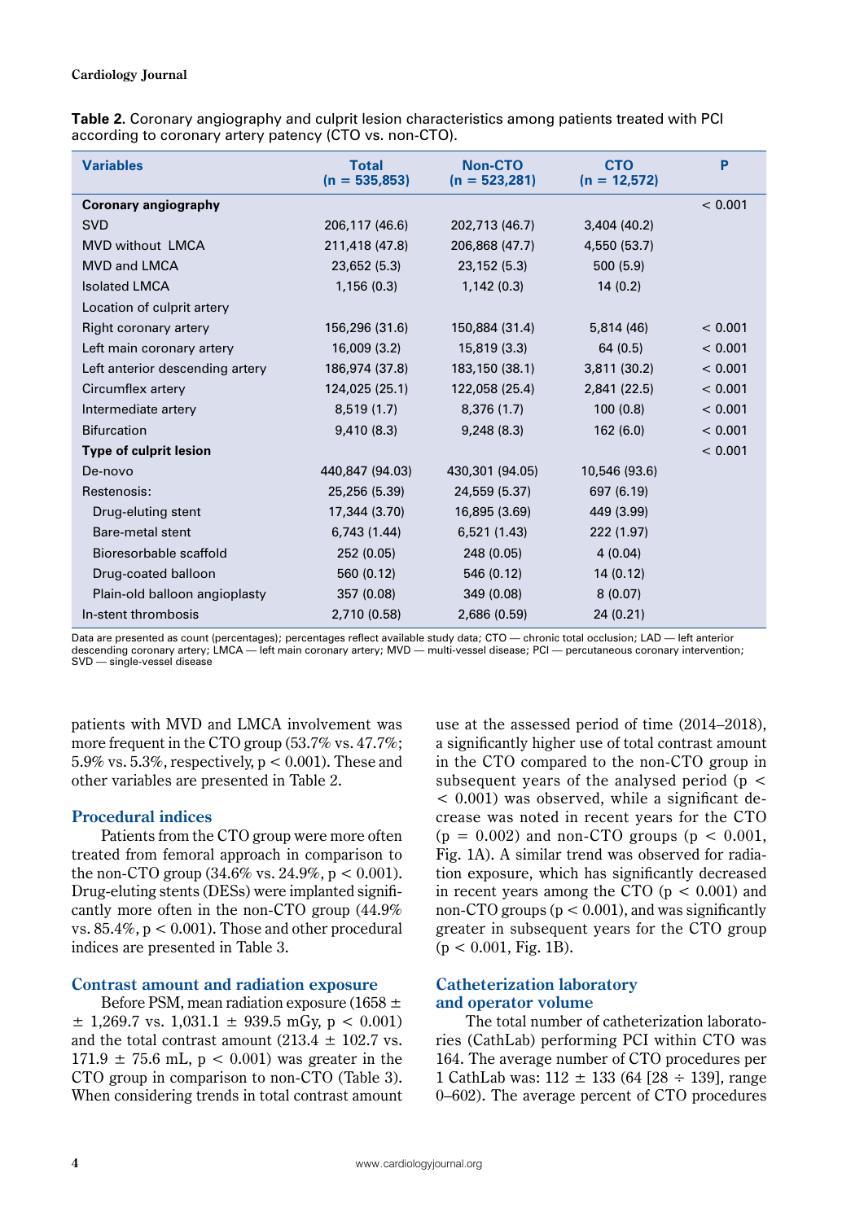**Table 2.** Coronary angiography and culprit lesion characteristics among patients treated with PCI according to coronary artery patency (CTO vs. non-CTO).

| Variables | Total (n = 535,853) | Non-CTO (n = 523,281) | CTO (n = 12,572) | P |
|---|---|---|---|---|
| **Coronary angiography** | | | | < 0.001 |
| SVD | 206,117 (46.6) | 202,713 (46.7) | 3,404 (40.2) | |
| MVD without LMCA | 211,418 (47.8) | 206,868 (47.7) | 4,550 (53.7) | |
| MVD and LMCA | 23,652 (5.3) | 23,152 (5.3) | 500 (5.9) | |
| Isolated LMCA | 1,156 (0.3) | 1,142 (0.3) | 14 (0.2) | |
| Location of culprit artery | | | | |
| Right coronary artery | 156,296 (31.6) | 150,884 (31.4) | 5,814 (46) | < 0.001 |
| Left main coronary artery | 16,009 (3.2) | 15,819 (3.3) | 64 (0.5) | < 0.001 |
| Left anterior descending artery | 186,974 (37.8) | 183,150 (38.1) | 3,811 (30.2) | < 0.001 |
| Circumflex artery | 124,025 (25.1) | 122,058 (25.4) | 2,841 (22.5) | < 0.001 |
| Intermediate artery | 8,519 (1.7) | 8,376 (1.7) | 100 (0.8) | < 0.001 |
| Bifurcation | 9,410 (8.3) | 9,248 (8.3) | 162 (6.0) | < 0.001 |
| **Type of culprit lesion** | | | | < 0.001 |
| De-novo | 440,847 (94.03) | 430,301 (94.05) | 10,546 (93.6) | |
| Restenosis: | 25,256 (5.39) | 24,559 (5.37) | 697 (6.19) | |
| Drug-eluting stent | 17,344 (3.70) | 16,895 (3.69) | 449 (3.99) | |
| Bare-metal stent | 6,743 (1.44) | 6,521 (1.43) | 222 (1.97) | |
| Bioresorbable scaffold | 252 (0.05) | 248 (0.05) | 4 (0.04) | |
| Drug-coated balloon | 560 (0.12) | 546 (0.12) | 14 (0.12) | |
| Plain-old balloon angioplasty | 357 (0.08) | 349 (0.08) | 8 (0.07) | |
| In-stent thrombosis | 2,710 (0.58) | 2,686 (0.59) | 24 (0.21) | |

Data are presented as count (percentages); percentages reflect available study data; CTO — chronic total occlusion; LAD — left anterior descending coronary artery; LMCA — left main coronary artery; MVD — multi-vessel disease; PCI — percutaneous coronary intervention; SVD — single-vessel disease

patients with MVD and LMCA involvement was more frequent in the CTO group (53.7% vs. 47.7%; 5.9% vs. 5.3%, respectively, $p < 0.001$). These and other variables are presented in Table 2.

## Procedural indices

Patients from the CTO group were more often treated from femoral approach in comparison to the non-CTO group (34.6% vs. 24.9%, $p < 0.001$). Drug-eluting stents (DESs) were implanted significantly more often in the non-CTO group (44.9% vs. 85.4%, $p < 0.001$). Those and other procedural indices are presented in Table 3.

## Contrast amount and radiation exposure

Before PSM, mean radiation exposure (1658 ± ± 1,269.7 vs. 1,031.1 ± 939.5 mGy, $p < 0.001$) and the total contrast amount (213.4 ± 102.7 vs. 171.9 ± 75.6 mL, $p < 0.001$) was greater in the CTO group in comparison to non-CTO (Table 3). When considering trends in total contrast amount use at the assessed period of time (2014–2018), a significantly higher use of total contrast amount in the CTO compared to the non-CTO group in subsequent years of the analysed period ($p < 0.001$) was observed, while a significant decrease was noted in recent years for the CTO ($p = 0.002$) and non-CTO groups ($p < 0.001$, Fig. 1A). A similar trend was observed for radiation exposure, which has significantly decreased in recent years among the CTO ($p < 0.001$) and non-CTO groups ($p < 0.001$), and was significantly greater in subsequent years for the CTO group ($p < 0.001$, Fig. 1B).

## Catheterization laboratory and operator volume

The total number of catheterization laboratories (CathLab) performing PCI within CTO was 164. The average number of CTO procedures per 1 CathLab was: 112 ± 133 (64 [28 ÷ 139], range 0–602). The average percent of CTO procedures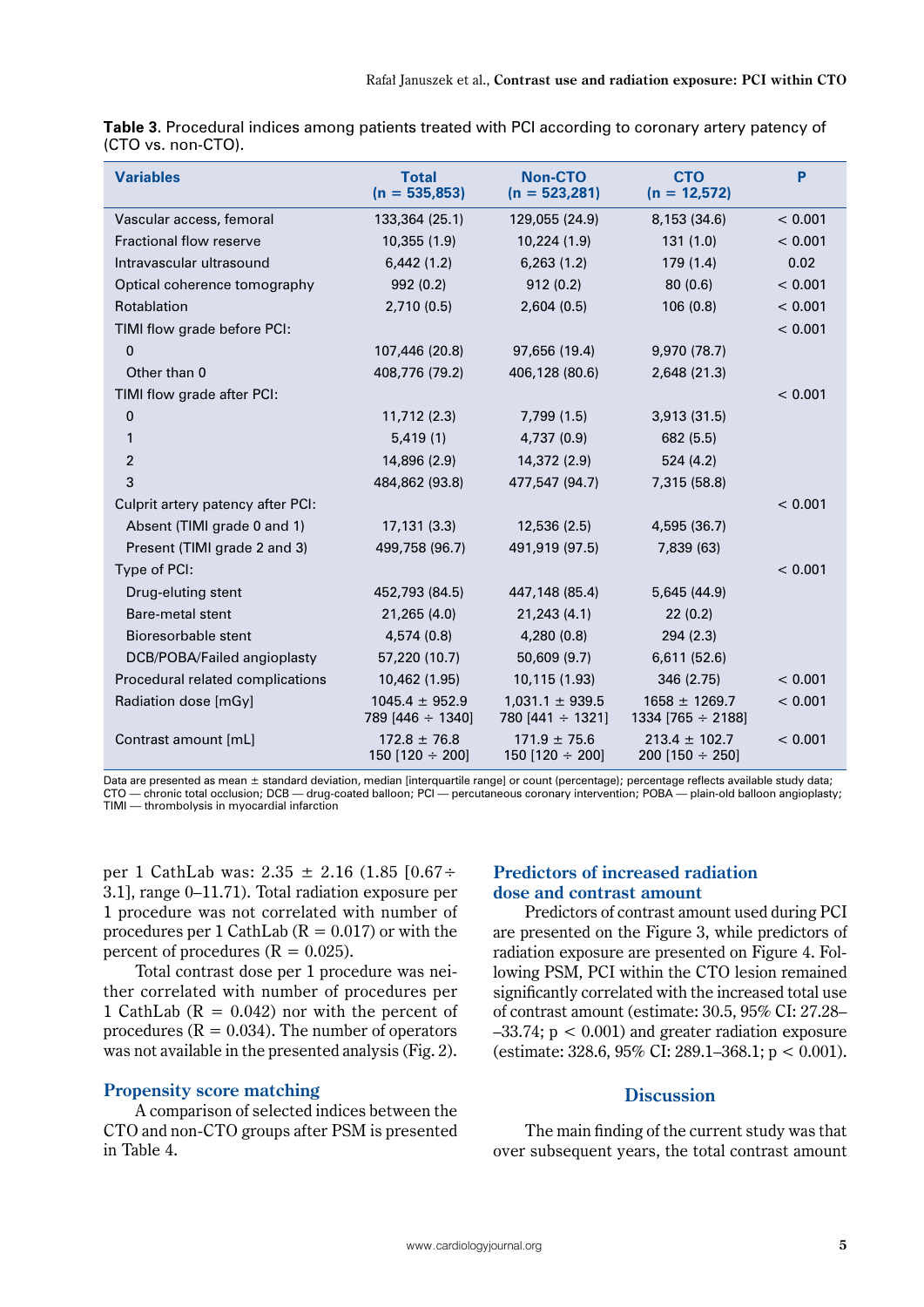**Table 3.** Procedural indices among patients treated with PCI according to coronary artery patency of (CTO vs. non-CTO).

| Variables | Total (n = 535,853) | Non-CTO (n = 523,281) | CTO (n = 12,572) | P |
|---|---|---|---|---|
| Vascular access, femoral | 133,364 (25.1) | 129,055 (24.9) | 8,153 (34.6) | < 0.001 |
| Fractional flow reserve | 10,355 (1.9) | 10,224 (1.9) | 131 (1.0) | < 0.001 |
| Intravascular ultrasound | 6,442 (1.2) | 6,263 (1.2) | 179 (1.4) | 0.02 |
| Optical coherence tomography | 992 (0.2) | 912 (0.2) | 80 (0.6) | < 0.001 |
| Rotablation | 2,710 (0.5) | 2,604 (0.5) | 106 (0.8) | < 0.001 |
| TIMI flow grade before PCI: | | | | < 0.001 |
| 0 | 107,446 (20.8) | 97,656 (19.4) | 9,970 (78.7) | |
| Other than 0 | 408,776 (79.2) | 406,128 (80.6) | 2,648 (21.3) | |
| TIMI flow grade after PCI: | | | | < 0.001 |
| 0 | 11,712 (2.3) | 7,799 (1.5) | 3,913 (31.5) | |
| 1 | 5,419 (1) | 4,737 (0.9) | 682 (5.5) | |
| 2 | 14,896 (2.9) | 14,372 (2.9) | 524 (4.2) | |
| 3 | 484,862 (93.8) | 477,547 (94.7) | 7,315 (58.8) | |
| Culprit artery patency after PCI: | | | | < 0.001 |
| Absent (TIMI grade 0 and 1) | 17,131 (3.3) | 12,536 (2.5) | 4,595 (36.7) | |
| Present (TIMI grade 2 and 3) | 499,758 (96.7) | 491,919 (97.5) | 7,839 (63) | |
| Type of PCI: | | | | < 0.001 |
| Drug-eluting stent | 452,793 (84.5) | 447,148 (85.4) | 5,645 (44.9) | |
| Bare-metal stent | 21,265 (4.0) | 21,243 (4.1) | 22 (0.2) | |
| Bioresorbable stent | 4,574 (0.8) | 4,280 (0.8) | 294 (2.3) | |
| DCB/POBA/Failed angioplasty | 57,220 (10.7) | 50,609 (9.7) | 6,611 (52.6) | |
| Procedural related complications | 10,462 (1.95) | 10,115 (1.93) | 346 (2.75) | < 0.001 |
| Radiation dose [mGy] | 1045.4 ± 952.9<br>789 [446 ÷ 1340] | 1,031.1 ± 939.5<br>780 [441 ÷ 1321] | 1658 ± 1269.7<br>1334 [765 ÷ 2188] | < 0.001 |
| Contrast amount [mL] | 172.8 ± 76.8<br>150 [120 ÷ 200] | 171.9 ± 75.6<br>150 [120 ÷ 200] | 213.4 ± 102.7<br>200 [150 ÷ 250] | < 0.001 |

Data are presented as mean ± standard deviation, median [interquartile range] or count (percentage); percentage reflects available study data; CTO — chronic total occlusion; DCB — drug-coated balloon; PCI — percutaneous coronary intervention; POBA — plain-old balloon angioplasty; TIMI — thrombolysis in myocardial infarction

per 1 CathLab was: 2.35 ± 2.16 (1.85 [0.67÷3.1], range 0–11.71). Total radiation exposure per 1 procedure was not correlated with number of procedures per 1 CathLab (R = 0.017) or with the percent of procedures (R = 0.025).

Total contrast dose per 1 procedure was neither correlated with number of procedures per 1 CathLab (R = 0.042) nor with the percent of procedures (R = 0.034). The number of operators was not available in the presented analysis (Fig. 2).

## Propensity score matching

A comparison of selected indices between the CTO and non-CTO groups after PSM is presented in Table 4.

## Predictors of increased radiation dose and contrast amount

Predictors of contrast amount used during PCI are presented on the Figure 3, while predictors of radiation exposure are presented on Figure 4. Following PSM, PCI within the CTO lesion remained significantly correlated with the increased total use of contrast amount (estimate: 30.5, 95% CI: 27.28–33.74; $p < 0.001$) and greater radiation exposure (estimate: 328.6, 95% CI: 289.1–368.1; $p < 0.001$).

## Discussion

The main finding of the current study was that over subsequent years, the total contrast amount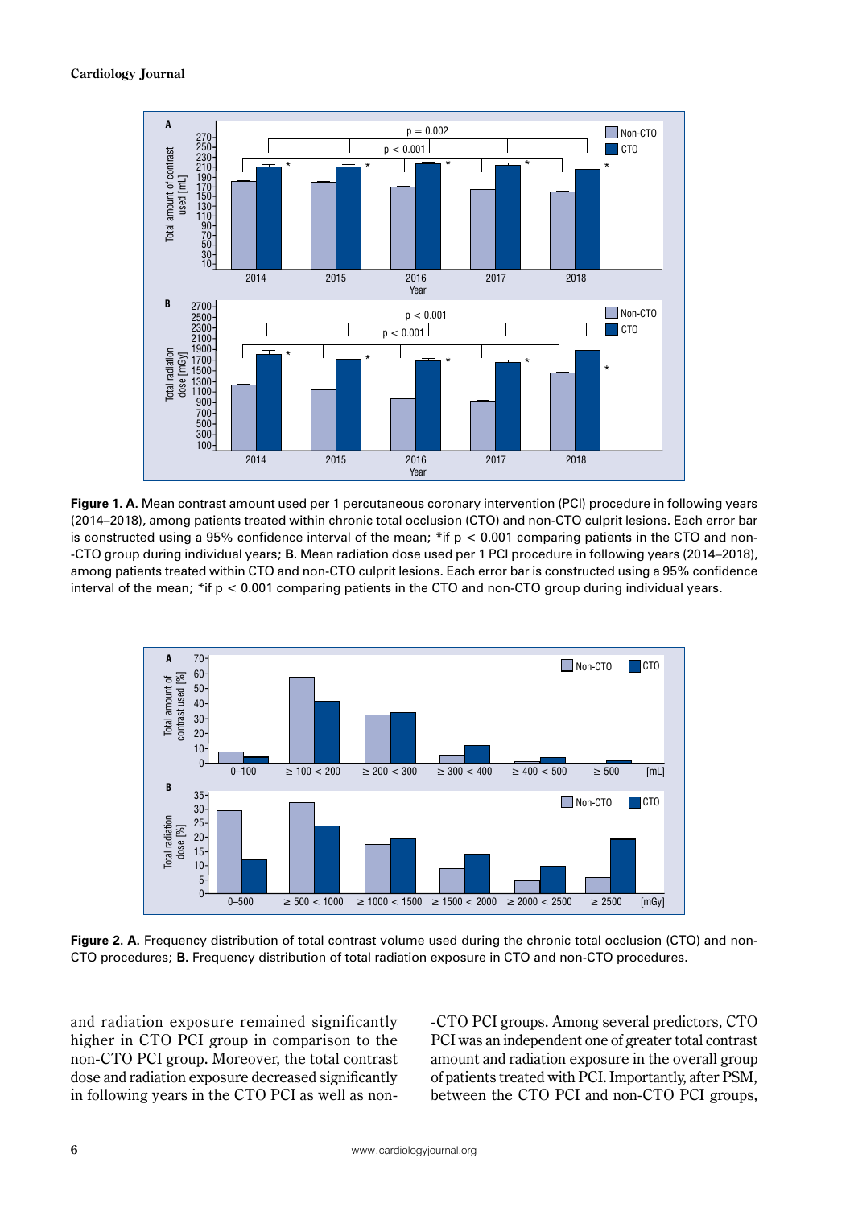**Figure 1. A.** Mean contrast amount used per 1 percutaneous coronary intervention (PCI) procedure in following years (2014–2018), among patients treated within chronic total occlusion (CTO) and non-CTO culprit lesions. Each error bar is constructed using a 95% confidence interval of the mean; *if $p < 0.001$ comparing patients in the CTO and non-CTO group during individual years; **B.** Mean radiation dose used per 1 PCI procedure in following years (2014–2018), among patients treated within CTO and non-CTO culprit lesions. Each error bar is constructed using a 95% confidence interval of the mean; *if $p < 0.001$ comparing patients in the CTO and non-CTO group during individual years.

**Figure 2. A.** Frequency distribution of total contrast volume used during the chronic total occlusion (CTO) and non-CTO procedures; **B.** Frequency distribution of total radiation exposure in CTO and non-CTO procedures.

and radiation exposure remained significantly higher in CTO PCI group in comparison to the non-CTO PCI group. Moreover, the total contrast dose and radiation exposure decreased significantly in following years in the CTO PCI as well as non-CTO PCI groups. Among several predictors, CTO PCI was an independent one of greater total contrast amount and radiation exposure in the overall group of patients treated with PCI. Importantly, after PSM, between the CTO PCI and non-CTO PCI groups,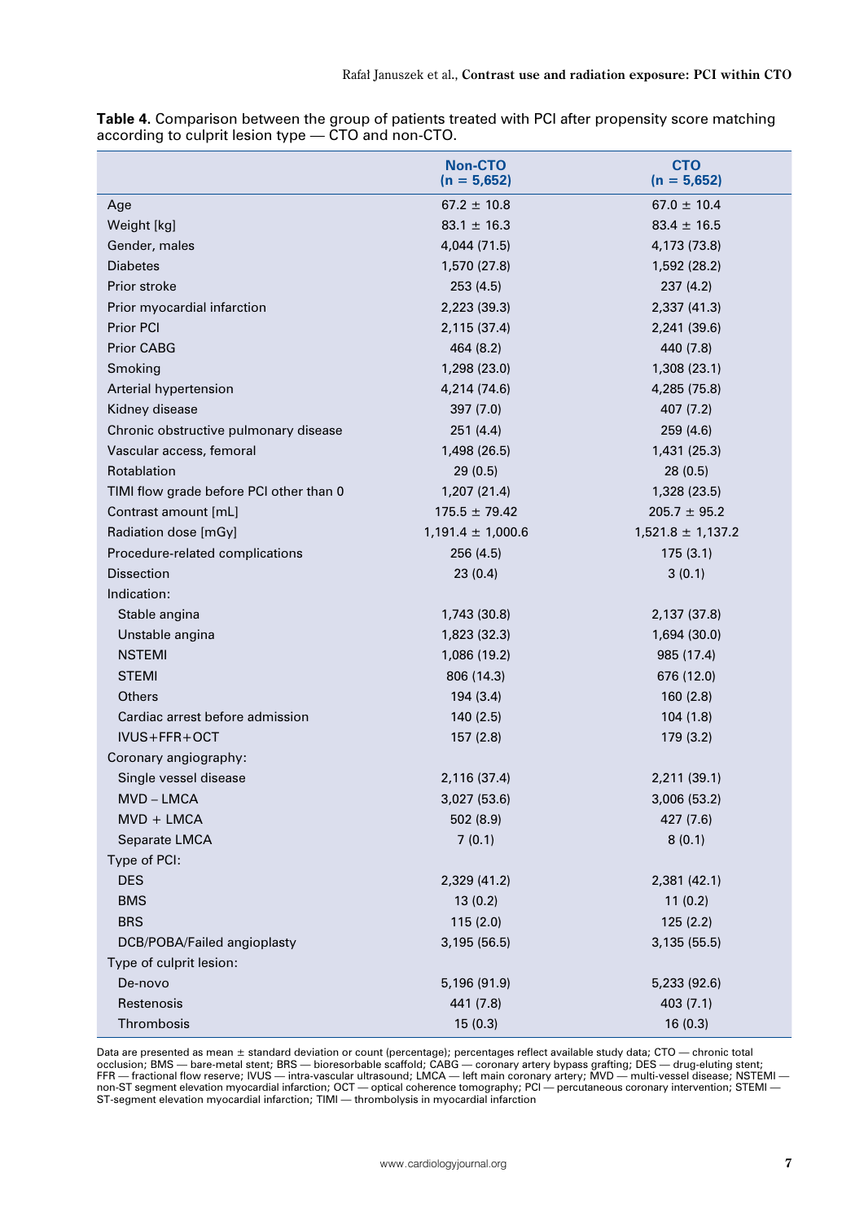**Table 4.** Comparison between the group of patients treated with PCI after propensity score matching according to culprit lesion type — CTO and non-CTO.

| | Non-CTO (n = 5,652) | CTO (n = 5,652) |
|---|---|---|
| Age | 67.2 ± 10.8 | 67.0 ± 10.4 |
| Weight [kg] | 83.1 ± 16.3 | 83.4 ± 16.5 |
| Gender, males | 4,044 (71.5) | 4,173 (73.8) |
| Diabetes | 1,570 (27.8) | 1,592 (28.2) |
| Prior stroke | 253 (4.5) | 237 (4.2) |
| Prior myocardial infarction | 2,223 (39.3) | 2,337 (41.3) |
| Prior PCI | 2,115 (37.4) | 2,241 (39.6) |
| Prior CABG | 464 (8.2) | 440 (7.8) |
| Smoking | 1,298 (23.0) | 1,308 (23.1) |
| Arterial hypertension | 4,214 (74.6) | 4,285 (75.8) |
| Kidney disease | 397 (7.0) | 407 (7.2) |
| Chronic obstructive pulmonary disease | 251 (4.4) | 259 (4.6) |
| Vascular access, femoral | 1,498 (26.5) | 1,431 (25.3) |
| Rotablation | 29 (0.5) | 28 (0.5) |
| TIMI flow grade before PCI other than 0 | 1,207 (21.4) | 1,328 (23.5) |
| Contrast amount [mL] | 175.5 ± 79.42 | 205.7 ± 95.2 |
| Radiation dose [mGy] | 1,191.4 ± 1,000.6 | 1,521.8 ± 1,137.2 |
| Procedure-related complications | 256 (4.5) | 175 (3.1) |
| Dissection | 23 (0.4) | 3 (0.1) |
| Indication: | | |
| Stable angina | 1,743 (30.8) | 2,137 (37.8) |
| Unstable angina | 1,823 (32.3) | 1,694 (30.0) |
| NSTEMI | 1,086 (19.2) | 985 (17.4) |
| STEMI | 806 (14.3) | 676 (12.0) |
| Others | 194 (3.4) | 160 (2.8) |
| Cardiac arrest before admission | 140 (2.5) | 104 (1.8) |
| IVUS+FFR+OCT | 157 (2.8) | 179 (3.2) |
| Coronary angiography: | | |
| Single vessel disease | 2,116 (37.4) | 2,211 (39.1) |
| MVD – LMCA | 3,027 (53.6) | 3,006 (53.2) |
| MVD + LMCA | 502 (8.9) | 427 (7.6) |
| Separate LMCA | 7 (0.1) | 8 (0.1) |
| Type of PCI: | | |
| DES | 2,329 (41.2) | 2,381 (42.1) |
| BMS | 13 (0.2) | 11 (0.2) |
| BRS | 115 (2.0) | 125 (2.2) |
| DCB/POBA/Failed angioplasty | 3,195 (56.5) | 3,135 (55.5) |
| Type of culprit lesion: | | |
| De-novo | 5,196 (91.9) | 5,233 (92.6) |
| Restenosis | 441 (7.8) | 403 (7.1) |
| Thrombosis | 15 (0.3) | 16 (0.3) |

Data are presented as mean ± standard deviation or count (percentage); percentages reflect available study data; CTO — chronic total occlusion; BMS — bare-metal stent; BRS — bioresorbable scaffold; CABG — coronary artery bypass grafting; DES — drug-eluting stent; FFR — fractional flow reserve; IVUS — intra-vascular ultrasound; LMCA — left main coronary artery; MVD — multi-vessel disease; NSTEMI — non-ST segment elevation myocardial infarction; OCT — optical coherence tomography; PCI — percutaneous coronary intervention; STEMI — ST-segment elevation myocardial infarction; TIMI — thrombolysis in myocardial infarction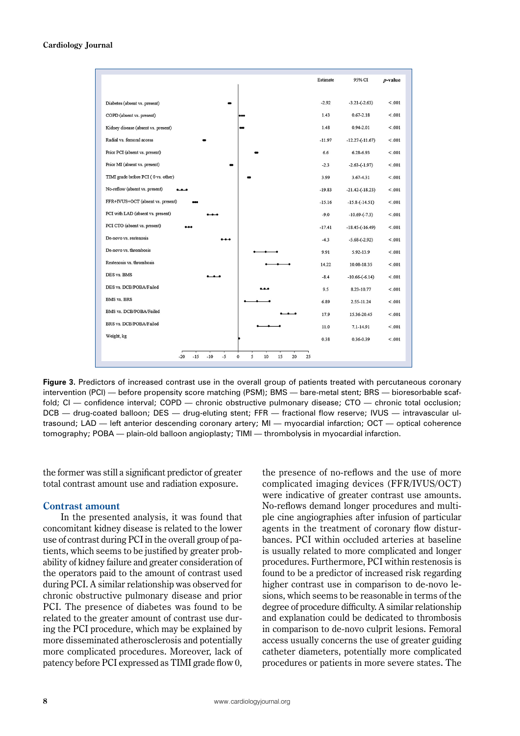| | Estimate | 95% CI | *p*-value |
|---|---|---|---|
| Diabetes (absent vs. present) | -2.92 | -3.21-(-2.63) | < .001 |
| COPD (absent vs. present) | 1.43 | 0.67-2.18 | < .001 |
| Kidney disease (absent vs. present) | 1.48 | 0.94-2.01 | < .001 |
| Radial vs. femoral access | -11.97 | -12.27-(-11.67) | < .001 |
| Prior PCI (absent vs. present) | 6.6 | 6.28-6.93 | < .001 |
| Prior MI (absent vs. present) | -2.3 | -2.63-(-1.97) | < .001 |
| TIMI grade before PCI ( 0 vs. other) | 3.99 | 3.67-4.31 | < .001 |
| No-reflow (absent vs. present) | -19.83 | -21.42-(-18.23) | < .001 |
| FFR+IVUS+OCT (absent vs. present) | -15.16 | -15.8-(-14.51) | < .001 |
| PCI with LAD (absent vs. present) | -9.0 | -10.69-(-7.3) | < .001 |
| PCI CTO (absent vs. present) | -17.41 | -18.45-(-16.49) | < .001 |
| De-novo vs. restenosis | -4.3 | -5.68-(-2.92) | < .001 |
| De-novo vs. thrombosis | 9.91 | 5.92-13.9 | < .001 |
| Restenosis vs. thrombosis | 14.22 | 10.08-18.35 | < .001 |
| DES vs. BMS | -8.4 | -10.66-(-6.14) | < .001 |
| DES vs. DCB/POBA/Failed | 9.5 | 8.23-10.77 | < .001 |
| BMS vs. BRS | 6.89 | 2.55-11.24 | < .001 |
| BMS vs. DCB/POBA/Failed | 17.9 | 15.36-20.45 | < .001 |
| BRS vs. DCB/POBA/Failed | 11.0 | 7.1-14.91 | < .001 |
| Weight, kg | 0.38 | 0.36-0.39 | < .001 |

**Figure 3.** Predictors of increased contrast use in the overall group of patients treated with percutaneous coronary intervention (PCI) — before propensity score matching (PSM); BMS — bare-metal stent; BRS — bioresorbable scaffold; CI — confidence interval; COPD — chronic obstructive pulmonary disease; CTO — chronic total occlusion; DCB — drug-coated balloon; DES — drug-eluting stent; FFR — fractional flow reserve; IVUS — intravascular ultrasound; LAD — left anterior descending coronary artery; MI — myocardial infarction; OCT — optical coherence tomography; POBA — plain-old balloon angioplasty; TIMI — thrombolysis in myocardial infarction.

the former was still a significant predictor of greater total contrast amount use and radiation exposure.

### Contrast amount

In the presented analysis, it was found that concomitant kidney disease is related to the lower use of contrast during PCI in the overall group of patients, which seems to be justified by greater probability of kidney failure and greater consideration of the operators paid to the amount of contrast used during PCI. A similar relationship was observed for chronic obstructive pulmonary disease and prior PCI. The presence of diabetes was found to be related to the greater amount of contrast use during the PCI procedure, which may be explained by more disseminated atherosclerosis and potentially more complicated procedures. Moreover, lack of patency before PCI expressed as TIMI grade flow 0, the presence of no-reflows and the use of more complicated imaging devices (FFR/IVUS/OCT) were indicative of greater contrast use amounts. No-reflows demand longer procedures and multiple cine angiographies after infusion of particular agents in the treatment of coronary flow disturbances. PCI within occluded arteries at baseline is usually related to more complicated and longer procedures. Furthermore, PCI within restenosis is found to be a predictor of increased risk regarding higher contrast use in comparison to de-novo lesions, which seems to be reasonable in terms of the degree of procedure difficulty. A similar relationship and explanation could be dedicated to thrombosis in comparison to de-novo culprit lesions. Femoral access usually concerns the use of greater guiding catheter diameters, potentially more complicated procedures or patients in more severe states. The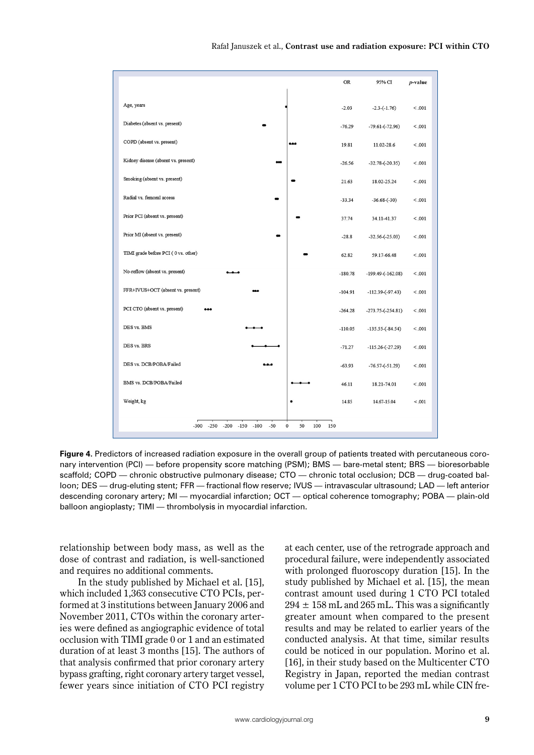| | OR | 95% CI | *p*-value |
|---|---|---|---|
| Age, years | -2.03 | -2.3-(-1.76) | < .001 |
| Diabetes (absent vs. present) | -76.29 | -79.61-(-72.96) | < .001 |
| COPD (absent vs. present) | 19.81 | 11.02-28.6 | < .001 |
| Kidney disease (absent vs. present) | -26.56 | -32.78-(-20.35) | < .001 |
| Smoking (absent vs. present) | 21.63 | 18.02-25.24 | < .001 |
| Radial vs. femoral access | -33.34 | -36.68-(-30) | < .001 |
| Prior PCI (absent vs. present) | 37.74 | 34.11-41.37 | < .001 |
| Prior MI (absent vs. present) | -28.8 | -32.56-(-25.03) | < .001 |
| TIMI grade before PCI ( 0 vs. other) | 62.82 | 59.17-66.48 | < .001 |
| No-reflow (absent vs. present) | -180.78 | -199.49-(-162.08) | < .001 |
| FFR+IVUS+OCT (absent vs. present) | -104.91 | -112.39-(-97.43) | < .001 |
| PCI CTO (absent vs. present) | -264.28 | -273.75-(-254.81) | < .001 |
| DES vs. BMS | -110.05 | -135.55-(-84.54) | < .001 |
| DES vs. BRS | -71.27 | -115.26-(-27.29) | < .001 |
| DES vs. DCB/POBA/Failed | -63.93 | -76.57-(-51.29) | < .001 |
| BMS vs. DCB/POBA/Failed | 46.11 | 18.21-74.01 | < .001 |
| Weight, kg | 14.85 | 14.67-15.04 | < .001 |

**Figure 4.** Predictors of increased radiation exposure in the overall group of patients treated with percutaneous coronary intervention (PCI) — before propensity score matching (PSM); BMS — bare-metal stent; BRS — bioresorbable scaffold; COPD — chronic obstructive pulmonary disease; CTO — chronic total occlusion; DCB — drug-coated balloon; DES — drug-eluting stent; FFR — fractional flow reserve; IVUS — intravascular ultrasound; LAD — left anterior descending coronary artery; MI — myocardial infarction; OCT — optical coherence tomography; POBA — plain-old balloon angioplasty; TIMI — thrombolysis in myocardial infarction.

relationship between body mass, as well as the dose of contrast and radiation, is well-sanctioned and requires no additional comments.

In the study published by Michael et al. [15], which included 1,363 consecutive CTO PCIs, performed at 3 institutions between January 2006 and November 2011, CTOs within the coronary arteries were defined as angiographic evidence of total occlusion with TIMI grade 0 or 1 and an estimated duration of at least 3 months [15]. The authors of that analysis confirmed that prior coronary artery bypass grafting, right coronary artery target vessel, fewer years since initiation of CTO PCI registry at each center, use of the retrograde approach and procedural failure, were independently associated with prolonged fluoroscopy duration [15]. In the study published by Michael et al. [15], the mean contrast amount used during 1 CTO PCI totaled 294 ± 158 mL and 265 mL. This was a significantly greater amount when compared to the present results and may be related to earlier years of the conducted analysis. At that time, similar results could be noticed in our population. Morino et al. [16], in their study based on the Multicenter CTO Registry in Japan, reported the median contrast volume per 1 CTO PCI to be 293 mL while CIN fre-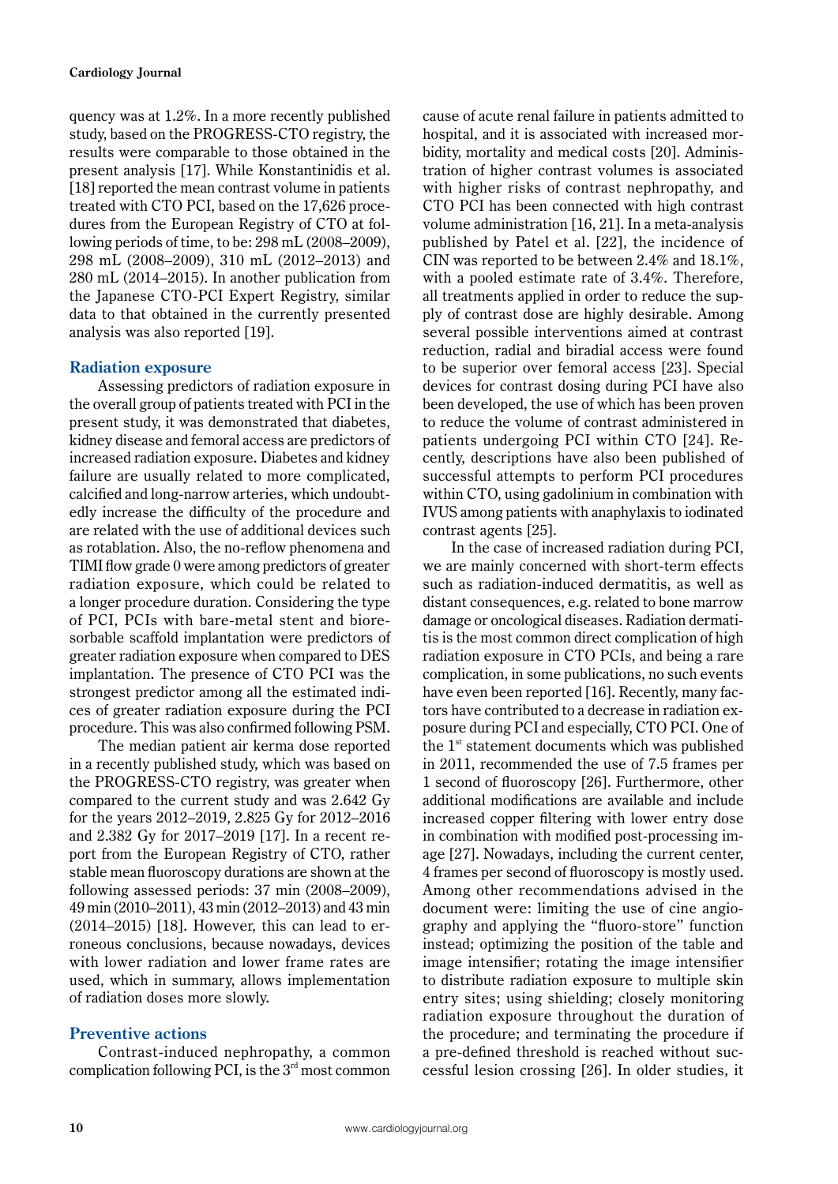quency was at 1.2%. In a more recently published study, based on the PROGRESS-CTO registry, the results were comparable to those obtained in the present analysis [17]. While Konstantinidis et al. [18] reported the mean contrast volume in patients treated with CTO PCI, based on the 17,626 procedures from the European Registry of CTO at following periods of time, to be: 298 mL (2008–2009), 298 mL (2008–2009), 310 mL (2012–2013) and 280 mL (2014–2015). In another publication from the Japanese CTO-PCI Expert Registry, similar data to that obtained in the currently presented analysis was also reported [19].

## Radiation exposure

Assessing predictors of radiation exposure in the overall group of patients treated with PCI in the present study, it was demonstrated that diabetes, kidney disease and femoral access are predictors of increased radiation exposure. Diabetes and kidney failure are usually related to more complicated, calcified and long-narrow arteries, which undoubtedly increase the difficulty of the procedure and are related with the use of additional devices such as rotablation. Also, the no-reflow phenomena and TIMI flow grade 0 were among predictors of greater radiation exposure, which could be related to a longer procedure duration. Considering the type of PCI, PCIs with bare-metal stent and bioresorbable scaffold implantation were predictors of greater radiation exposure when compared to DES implantation. The presence of CTO PCI was the strongest predictor among all the estimated indices of greater radiation exposure during the PCI procedure. This was also confirmed following PSM.

The median patient air kerma dose reported in a recently published study, which was based on the PROGRESS-CTO registry, was greater when compared to the current study and was 2.642 Gy for the years 2012–2019, 2.825 Gy for 2012–2016 and 2.382 Gy for 2017–2019 [17]. In a recent report from the European Registry of CTO, rather stable mean fluoroscopy durations are shown at the following assessed periods: 37 min (2008–2009), 49 min (2010–2011), 43 min (2012–2013) and 43 min (2014–2015) [18]. However, this can lead to erroneous conclusions, because nowadays, devices with lower radiation and lower frame rates are used, which in summary, allows implementation of radiation doses more slowly.

## Preventive actions

Contrast-induced nephropathy, a common complication following PCI, is the 3rd most common cause of acute renal failure in patients admitted to hospital, and it is associated with increased morbidity, mortality and medical costs [20]. Administration of higher contrast volumes is associated with higher risks of contrast nephropathy, and CTO PCI has been connected with high contrast volume administration [16, 21]. In a meta-analysis published by Patel et al. [22], the incidence of CIN was reported to be between 2.4% and 18.1%, with a pooled estimate rate of 3.4%. Therefore, all treatments applied in order to reduce the supply of contrast dose are highly desirable. Among several possible interventions aimed at contrast reduction, radial and biradial access were found to be superior over femoral access [23]. Special devices for contrast dosing during PCI have also been developed, the use of which has been proven to reduce the volume of contrast administered in patients undergoing PCI within CTO [24]. Recently, descriptions have also been published of successful attempts to perform PCI procedures within CTO, using gadolinium in combination with IVUS among patients with anaphylaxis to iodinated contrast agents [25].

In the case of increased radiation during PCI, we are mainly concerned with short-term effects such as radiation-induced dermatitis, as well as distant consequences, e.g. related to bone marrow damage or oncological diseases. Radiation dermatitis is the most common direct complication of high radiation exposure in CTO PCIs, and being a rare complication, in some publications, no such events have even been reported [16]. Recently, many factors have contributed to a decrease in radiation exposure during PCI and especially, CTO PCI. One of the 1st statement documents which was published in 2011, recommended the use of 7.5 frames per 1 second of fluoroscopy [26]. Furthermore, other additional modifications are available and include increased copper filtering with lower entry dose in combination with modified post-processing image [27]. Nowadays, including the current center, 4 frames per second of fluoroscopy is mostly used. Among other recommendations advised in the document were: limiting the use of cine angiography and applying the "fluoro-store" function instead; optimizing the position of the table and image intensifier; rotating the image intensifier to distribute radiation exposure to multiple skin entry sites; using shielding; closely monitoring radiation exposure throughout the duration of the procedure; and terminating the procedure if a pre-defined threshold is reached without successful lesion crossing [26]. In older studies, it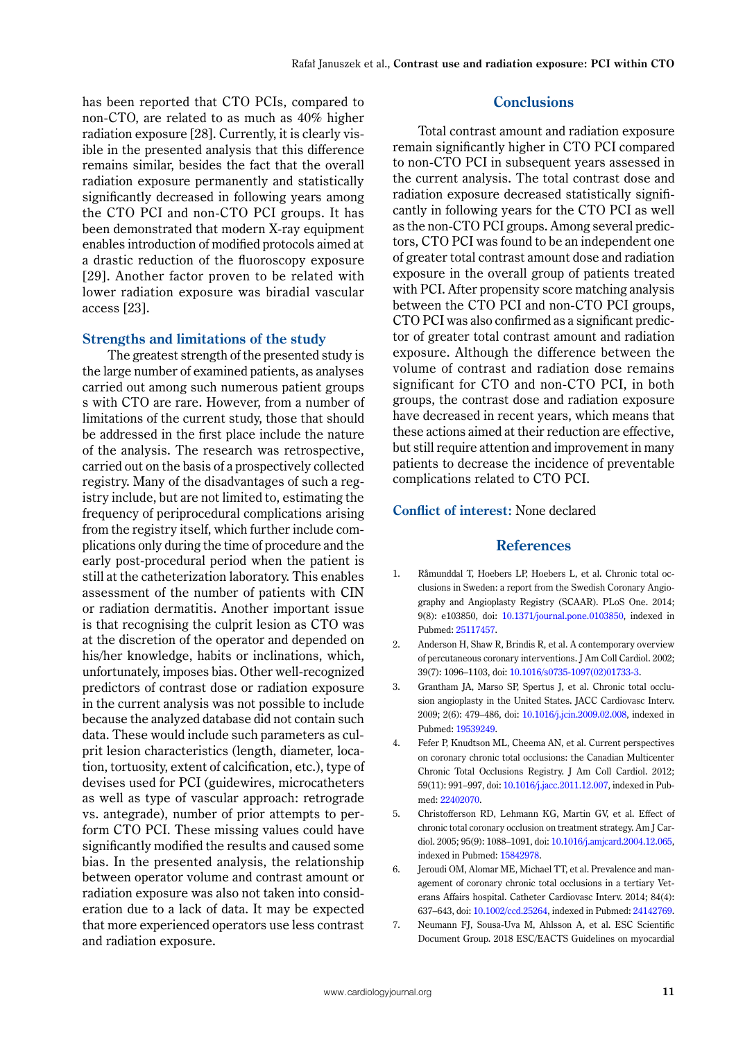has been reported that CTO PCIs, compared to non-CTO, are related to as much as 40% higher radiation exposure [28]. Currently, it is clearly visible in the presented analysis that this difference remains similar, besides the fact that the overall radiation exposure permanently and statistically significantly decreased in following years among the CTO PCI and non-CTO PCI groups. It has been demonstrated that modern X-ray equipment enables introduction of modified protocols aimed at a drastic reduction of the fluoroscopy exposure [29]. Another factor proven to be related with lower radiation exposure was biradial vascular access [23].

## Strengths and limitations of the study

The greatest strength of the presented study is the large number of examined patients, as analyses carried out among such numerous patient groups s with CTO are rare. However, from a number of limitations of the current study, those that should be addressed in the first place include the nature of the analysis. The research was retrospective, carried out on the basis of a prospectively collected registry. Many of the disadvantages of such a registry include, but are not limited to, estimating the frequency of periprocedural complications arising from the registry itself, which further include complications only during the time of procedure and the early post-procedural period when the patient is still at the catheterization laboratory. This enables assessment of the number of patients with CIN or radiation dermatitis. Another important issue is that recognising the culprit lesion as CTO was at the discretion of the operator and depended on his/her knowledge, habits or inclinations, which, unfortunately, imposes bias. Other well-recognized predictors of contrast dose or radiation exposure in the current analysis was not possible to include because the analyzed database did not contain such data. These would include such parameters as culprit lesion characteristics (length, diameter, location, tortuosity, extent of calcification, etc.), type of devises used for PCI (guidewires, microcatheters as well as type of vascular approach: retrograde vs. antegrade), number of prior attempts to perform CTO PCI. These missing values could have significantly modified the results and caused some bias. In the presented analysis, the relationship between operator volume and contrast amount or radiation exposure was also not taken into consideration due to a lack of data. It may be expected that more experienced operators use less contrast and radiation exposure.

## Conclusions

Total contrast amount and radiation exposure remain significantly higher in CTO PCI compared to non-CTO PCI in subsequent years assessed in the current analysis. The total contrast dose and radiation exposure decreased statistically significantly in following years for the CTO PCI as well as the non-CTO PCI groups. Among several predictors, CTO PCI was found to be an independent one of greater total contrast amount dose and radiation exposure in the overall group of patients treated with PCI. After propensity score matching analysis between the CTO PCI and non-CTO PCI groups, CTO PCI was also confirmed as a significant predictor of greater total contrast amount and radiation exposure. Although the difference between the volume of contrast and radiation dose remains significant for CTO and non-CTO PCI, in both groups, the contrast dose and radiation exposure have decreased in recent years, which means that these actions aimed at their reduction are effective, but still require attention and improvement in many patients to decrease the incidence of preventable complications related to CTO PCI.

**Conflict of interest:** None declared

## References

1. Råmunddal T, Hoebers LP, Hoebers L, et al. Chronic total occlusions in Sweden: a report from the Swedish Coronary Angiography and Angioplasty Registry (SCAAR). PLoS One. 2014; 9(8): e103850, doi: 10.1371/journal.pone.0103850, indexed in Pubmed: 25117457.
2. Anderson H, Shaw R, Brindis R, et al. A contemporary overview of percutaneous coronary interventions. J Am Coll Cardiol. 2002; 39(7): 1096–1103, doi: 10.1016/s0735-1097(02)01733-3.
3. Grantham JA, Marso SP, Spertus J, et al. Chronic total occlusion angioplasty in the United States. JACC Cardiovasc Interv. 2009; 2(6): 479–486, doi: 10.1016/j.jcin.2009.02.008, indexed in Pubmed: 19539249.
4. Fefer P, Knudtson ML, Cheema AN, et al. Current perspectives on coronary chronic total occlusions: the Canadian Multicenter Chronic Total Occlusions Registry. J Am Coll Cardiol. 2012; 59(11): 991–997, doi: 10.1016/j.jacc.2011.12.007, indexed in Pubmed: 22402070.
5. Christofferson RD, Lehmann KG, Martin GV, et al. Effect of chronic total coronary occlusion on treatment strategy. Am J Cardiol. 2005; 95(9): 1088–1091, doi: 10.1016/j.amjcard.2004.12.065, indexed in Pubmed: 15842978.
6. Jeroudi OM, Alomar ME, Michael TT, et al. Prevalence and management of coronary chronic total occlusions in a tertiary Veterans Affairs hospital. Catheter Cardiovasc Interv. 2014; 84(4): 637–643, doi: 10.1002/ccd.25264, indexed in Pubmed: 24142769.
7. Neumann FJ, Sousa-Uva M, Ahlsson A, et al. ESC Scientific Document Group. 2018 ESC/EACTS Guidelines on myocardial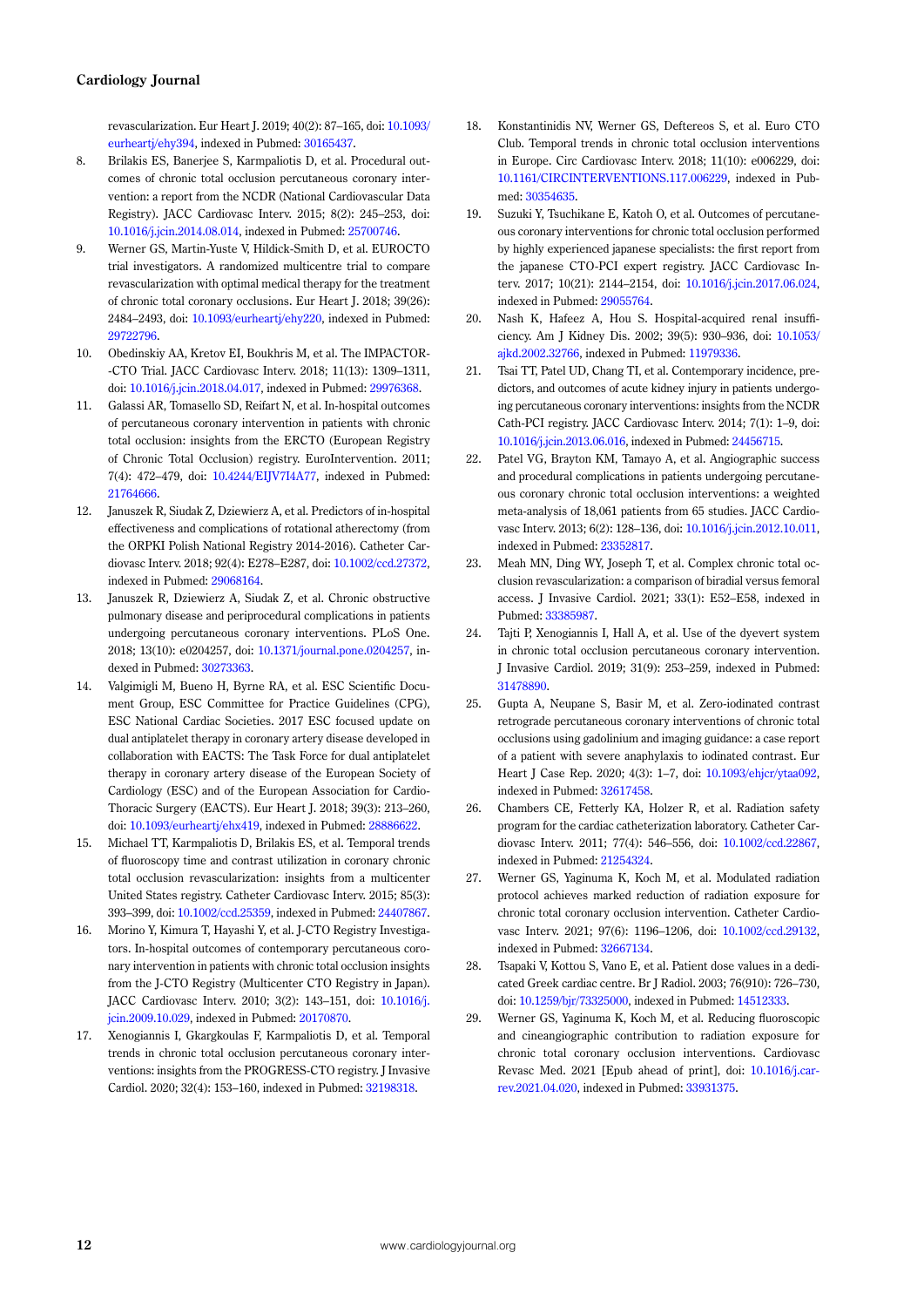revascularization. Eur Heart J. 2019; 40(2): 87–165, doi: 10.1093/eurheartj/ehy394, indexed in Pubmed: 30165437.

8. Brilakis ES, Banerjee S, Karmpaliotis D, et al. Procedural outcomes of chronic total occlusion percutaneous coronary intervention: a report from the NCDR (National Cardiovascular Data Registry). JACC Cardiovasc Interv. 2015; 8(2): 245–253, doi: 10.1016/j.jcin.2014.08.014, indexed in Pubmed: 25700746.
9. Werner GS, Martin-Yuste V, Hildick-Smith D, et al. EUROCTO trial investigators. A randomized multicentre trial to compare revascularization with optimal medical therapy for the treatment of chronic total coronary occlusions. Eur Heart J. 2018; 39(26): 2484–2493, doi: 10.1093/eurheartj/ehy220, indexed in Pubmed: 29722796.
10. Obedinskiy AA, Kretov EI, Boukhris M, et al. The IMPACTOR-CTO Trial. JACC Cardiovasc Interv. 2018; 11(13): 1309–1311, doi: 10.1016/j.jcin.2018.04.017, indexed in Pubmed: 29976368.
11. Galassi AR, Tomasello SD, Reifart N, et al. In-hospital outcomes of percutaneous coronary intervention in patients with chronic total occlusion: insights from the ERCTO (European Registry of Chronic Total Occlusion) registry. EuroIntervention. 2011; 7(4): 472–479, doi: 10.4244/EIJV7I4A77, indexed in Pubmed: 21764666.
12. Januszek R, Siudak Z, Dziewierz A, et al. Predictors of in-hospital effectiveness and complications of rotational atherectomy (from the ORPKI Polish National Registry 2014-2016). Catheter Cardiovasc Interv. 2018; 92(4): E278–E287, doi: 10.1002/ccd.27372, indexed in Pubmed: 29068164.
13. Januszek R, Dziewierz A, Siudak Z, et al. Chronic obstructive pulmonary disease and periprocedural complications in patients undergoing percutaneous coronary interventions. PLoS One. 2018; 13(10): e0204257, doi: 10.1371/journal.pone.0204257, indexed in Pubmed: 30273363.
14. Valgimigli M, Bueno H, Byrne RA, et al. ESC Scientific Document Group, ESC Committee for Practice Guidelines (CPG), ESC National Cardiac Societies. 2017 ESC focused update on dual antiplatelet therapy in coronary artery disease developed in collaboration with EACTS: The Task Force for dual antiplatelet therapy in coronary artery disease of the European Society of Cardiology (ESC) and of the European Association for Cardio-Thoracic Surgery (EACTS). Eur Heart J. 2018; 39(3): 213–260, doi: 10.1093/eurheartj/ehx419, indexed in Pubmed: 28886622.
15. Michael TT, Karmpaliotis D, Brilakis ES, et al. Temporal trends of fluoroscopy time and contrast utilization in coronary chronic total occlusion revascularization: insights from a multicenter United States registry. Catheter Cardiovasc Interv. 2015; 85(3): 393–399, doi: 10.1002/ccd.25359, indexed in Pubmed: 24407867.
16. Morino Y, Kimura T, Hayashi Y, et al. J-CTO Registry Investigators. In-hospital outcomes of contemporary percutaneous coronary intervention in patients with chronic total occlusion insights from the J-CTO Registry (Multicenter CTO Registry in Japan). JACC Cardiovasc Interv. 2010; 3(2): 143–151, doi: 10.1016/j.jcin.2009.10.029, indexed in Pubmed: 20170870.
17. Xenogiannis I, Gkargkoulas F, Karmpaliotis D, et al. Temporal trends in chronic total occlusion percutaneous coronary interventions: insights from the PROGRESS-CTO registry. J Invasive Cardiol. 2020; 32(4): 153–160, indexed in Pubmed: 32198318.
18. Konstantinidis NV, Werner GS, Deftereos S, et al. Euro CTO Club. Temporal trends in chronic total occlusion interventions in Europe. Circ Cardiovasc Interv. 2018; 11(10): e006229, doi: 10.1161/CIRCINTERVENTIONS.117.006229, indexed in Pubmed: 30354635.
19. Suzuki Y, Tsuchikane E, Katoh O, et al. Outcomes of percutaneous coronary interventions for chronic total occlusion performed by highly experienced japanese specialists: the first report from the japanese CTO-PCI expert registry. JACC Cardiovasc Interv. 2017; 10(21): 2144–2154, doi: 10.1016/j.jcin.2017.06.024, indexed in Pubmed: 29055764.
20. Nash K, Hafeez A, Hou S. Hospital-acquired renal insufficiency. Am J Kidney Dis. 2002; 39(5): 930–936, doi: 10.1053/ajkd.2002.32766, indexed in Pubmed: 11979336.
21. Tsai TT, Patel UD, Chang TI, et al. Contemporary incidence, predictors, and outcomes of acute kidney injury in patients undergoing percutaneous coronary interventions: insights from the NCDR Cath-PCI registry. JACC Cardiovasc Interv. 2014; 7(1): 1–9, doi: 10.1016/j.jcin.2013.06.016, indexed in Pubmed: 24456715.
22. Patel VG, Brayton KM, Tamayo A, et al. Angiographic success and procedural complications in patients undergoing percutaneous coronary chronic total occlusion interventions: a weighted meta-analysis of 18,061 patients from 65 studies. JACC Cardiovasc Interv. 2013; 6(2): 128–136, doi: 10.1016/j.jcin.2012.10.011, indexed in Pubmed: 23352817.
23. Meah MN, Ding WY, Joseph T, et al. Complex chronic total occlusion revascularization: a comparison of biradial versus femoral access. J Invasive Cardiol. 2021; 33(1): E52–E58, indexed in Pubmed: 33385987.
24. Tajti P, Xenogiannis I, Hall A, et al. Use of the dyevert system in chronic total occlusion percutaneous coronary intervention. J Invasive Cardiol. 2019; 31(9): 253–259, indexed in Pubmed: 31478890.
25. Gupta A, Neupane S, Basir M, et al. Zero-iodinated contrast retrograde percutaneous coronary interventions of chronic total occlusions using gadolinium and imaging guidance: a case report of a patient with severe anaphylaxis to iodinated contrast. Eur Heart J Case Rep. 2020; 4(3): 1–7, doi: 10.1093/ehjcr/ytaa092, indexed in Pubmed: 32617458.
26. Chambers CE, Fetterly KA, Holzer R, et al. Radiation safety program for the cardiac catheterization laboratory. Catheter Cardiovasc Interv. 2011; 77(4): 546–556, doi: 10.1002/ccd.22867, indexed in Pubmed: 21254324.
27. Werner GS, Yaginuma K, Koch M, et al. Modulated radiation protocol achieves marked reduction of radiation exposure for chronic total coronary occlusion intervention. Catheter Cardiovasc Interv. 2021; 97(6): 1196–1206, doi: 10.1002/ccd.29132, indexed in Pubmed: 32667134.
28. Tsapaki V, Kottou S, Vano E, et al. Patient dose values in a dedicated Greek cardiac centre. Br J Radiol. 2003; 76(910): 726–730, doi: 10.1259/bjr/73325000, indexed in Pubmed: 14512333.
29. Werner GS, Yaginuma K, Koch M, et al. Reducing fluoroscopic and cineangiographic contribution to radiation exposure for chronic total coronary occlusion interventions. Cardiovasc Revasc Med. 2021 [Epub ahead of print], doi: 10.1016/j.carrev.2021.04.020, indexed in Pubmed: 33931375.